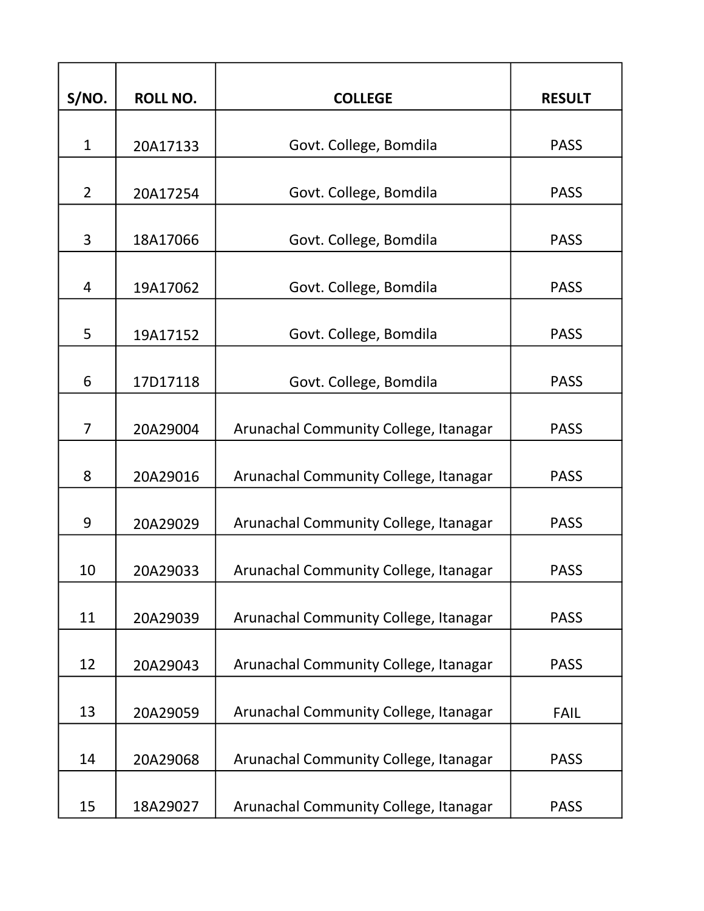| S/NO. | ROLL NO. | COLLEGE | RESULT |
|---|---|---|---|
| 1 | 20A17133 | Govt. College, Bomdila | PASS |
| 2 | 20A17254 | Govt. College, Bomdila | PASS |
| 3 | 18A17066 | Govt. College, Bomdila | PASS |
| 4 | 19A17062 | Govt. College, Bomdila | PASS |
| 5 | 19A17152 | Govt. College, Bomdila | PASS |
| 6 | 17D17118 | Govt. College, Bomdila | PASS |
| 7 | 20A29004 | Arunachal Community College, Itanagar | PASS |
| 8 | 20A29016 | Arunachal Community College, Itanagar | PASS |
| 9 | 20A29029 | Arunachal Community College, Itanagar | PASS |
| 10 | 20A29033 | Arunachal Community College, Itanagar | PASS |
| 11 | 20A29039 | Arunachal Community College, Itanagar | PASS |
| 12 | 20A29043 | Arunachal Community College, Itanagar | PASS |
| 13 | 20A29059 | Arunachal Community College, Itanagar | FAIL |
| 14 | 20A29068 | Arunachal Community College, Itanagar | PASS |
| 15 | 18A29027 | Arunachal Community College, Itanagar | PASS |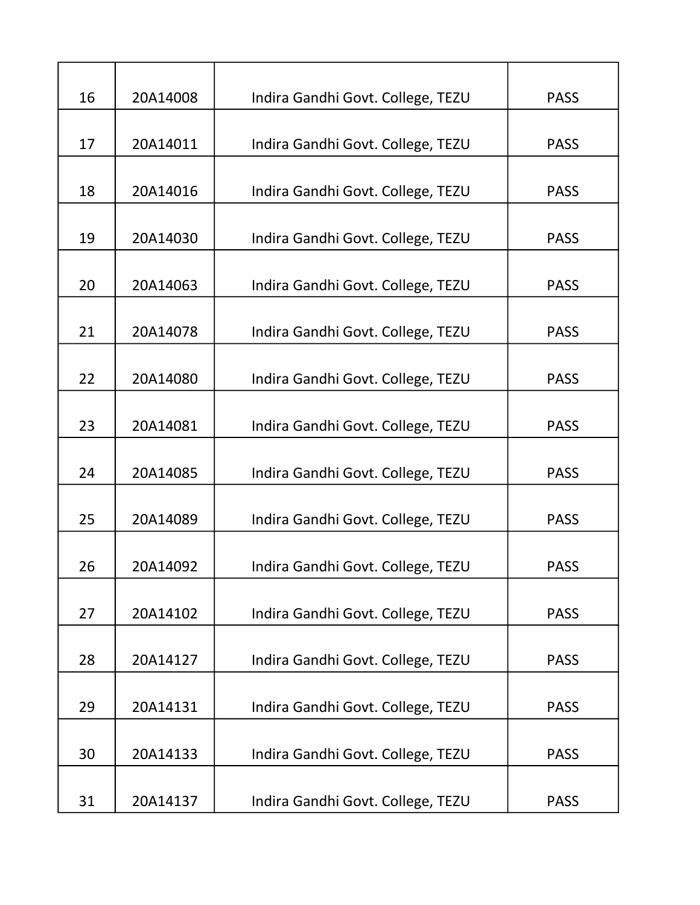| | | | |
|---|---|---|---|
| 16 | 20A14008 | Indira Gandhi Govt. College, TEZU | PASS |
| 17 | 20A14011 | Indira Gandhi Govt. College, TEZU | PASS |
| 18 | 20A14016 | Indira Gandhi Govt. College, TEZU | PASS |
| 19 | 20A14030 | Indira Gandhi Govt. College, TEZU | PASS |
| 20 | 20A14063 | Indira Gandhi Govt. College, TEZU | PASS |
| 21 | 20A14078 | Indira Gandhi Govt. College, TEZU | PASS |
| 22 | 20A14080 | Indira Gandhi Govt. College, TEZU | PASS |
| 23 | 20A14081 | Indira Gandhi Govt. College, TEZU | PASS |
| 24 | 20A14085 | Indira Gandhi Govt. College, TEZU | PASS |
| 25 | 20A14089 | Indira Gandhi Govt. College, TEZU | PASS |
| 26 | 20A14092 | Indira Gandhi Govt. College, TEZU | PASS |
| 27 | 20A14102 | Indira Gandhi Govt. College, TEZU | PASS |
| 28 | 20A14127 | Indira Gandhi Govt. College, TEZU | PASS |
| 29 | 20A14131 | Indira Gandhi Govt. College, TEZU | PASS |
| 30 | 20A14133 | Indira Gandhi Govt. College, TEZU | PASS |
| 31 | 20A14137 | Indira Gandhi Govt. College, TEZU | PASS |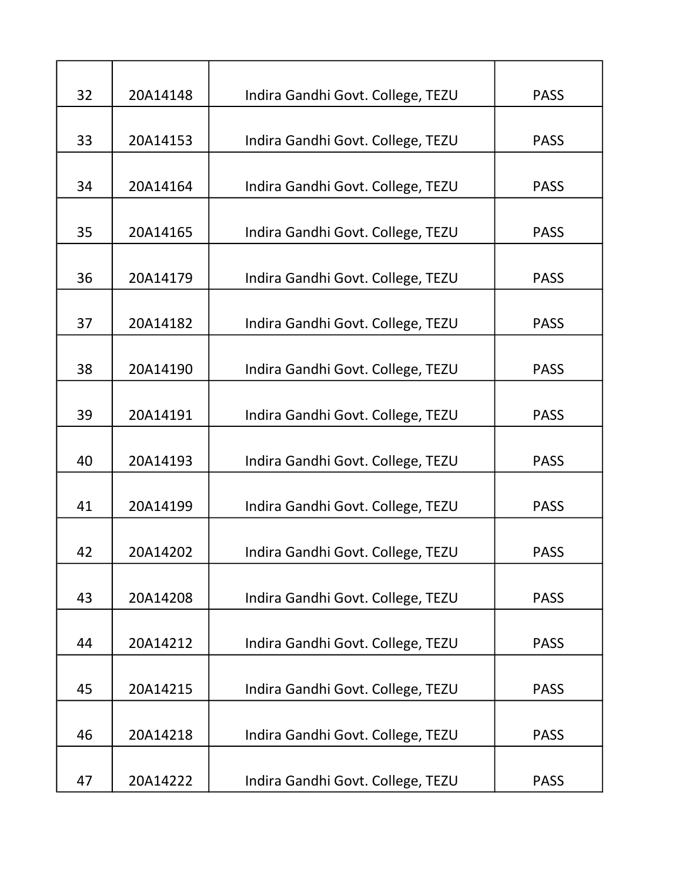| | | | |
|---|---|---|---|
| 32 | 20A14148 | Indira Gandhi Govt. College, TEZU | PASS |
| 33 | 20A14153 | Indira Gandhi Govt. College, TEZU | PASS |
| 34 | 20A14164 | Indira Gandhi Govt. College, TEZU | PASS |
| 35 | 20A14165 | Indira Gandhi Govt. College, TEZU | PASS |
| 36 | 20A14179 | Indira Gandhi Govt. College, TEZU | PASS |
| 37 | 20A14182 | Indira Gandhi Govt. College, TEZU | PASS |
| 38 | 20A14190 | Indira Gandhi Govt. College, TEZU | PASS |
| 39 | 20A14191 | Indira Gandhi Govt. College, TEZU | PASS |
| 40 | 20A14193 | Indira Gandhi Govt. College, TEZU | PASS |
| 41 | 20A14199 | Indira Gandhi Govt. College, TEZU | PASS |
| 42 | 20A14202 | Indira Gandhi Govt. College, TEZU | PASS |
| 43 | 20A14208 | Indira Gandhi Govt. College, TEZU | PASS |
| 44 | 20A14212 | Indira Gandhi Govt. College, TEZU | PASS |
| 45 | 20A14215 | Indira Gandhi Govt. College, TEZU | PASS |
| 46 | 20A14218 | Indira Gandhi Govt. College, TEZU | PASS |
| 47 | 20A14222 | Indira Gandhi Govt. College, TEZU | PASS |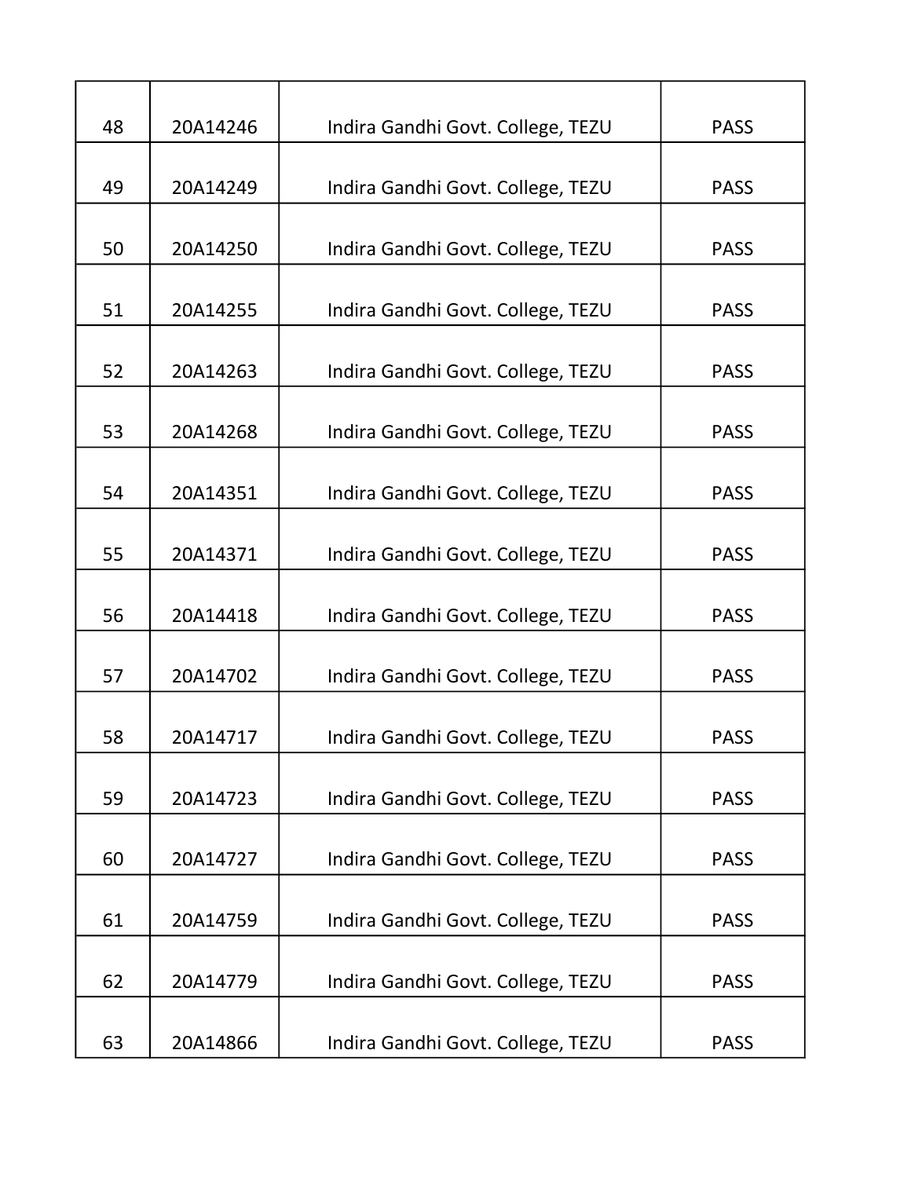| | | | |
|---|---|---|---|
| 48 | 20A14246 | Indira Gandhi Govt. College, TEZU | PASS |
| 49 | 20A14249 | Indira Gandhi Govt. College, TEZU | PASS |
| 50 | 20A14250 | Indira Gandhi Govt. College, TEZU | PASS |
| 51 | 20A14255 | Indira Gandhi Govt. College, TEZU | PASS |
| 52 | 20A14263 | Indira Gandhi Govt. College, TEZU | PASS |
| 53 | 20A14268 | Indira Gandhi Govt. College, TEZU | PASS |
| 54 | 20A14351 | Indira Gandhi Govt. College, TEZU | PASS |
| 55 | 20A14371 | Indira Gandhi Govt. College, TEZU | PASS |
| 56 | 20A14418 | Indira Gandhi Govt. College, TEZU | PASS |
| 57 | 20A14702 | Indira Gandhi Govt. College, TEZU | PASS |
| 58 | 20A14717 | Indira Gandhi Govt. College, TEZU | PASS |
| 59 | 20A14723 | Indira Gandhi Govt. College, TEZU | PASS |
| 60 | 20A14727 | Indira Gandhi Govt. College, TEZU | PASS |
| 61 | 20A14759 | Indira Gandhi Govt. College, TEZU | PASS |
| 62 | 20A14779 | Indira Gandhi Govt. College, TEZU | PASS |
| 63 | 20A14866 | Indira Gandhi Govt. College, TEZU | PASS |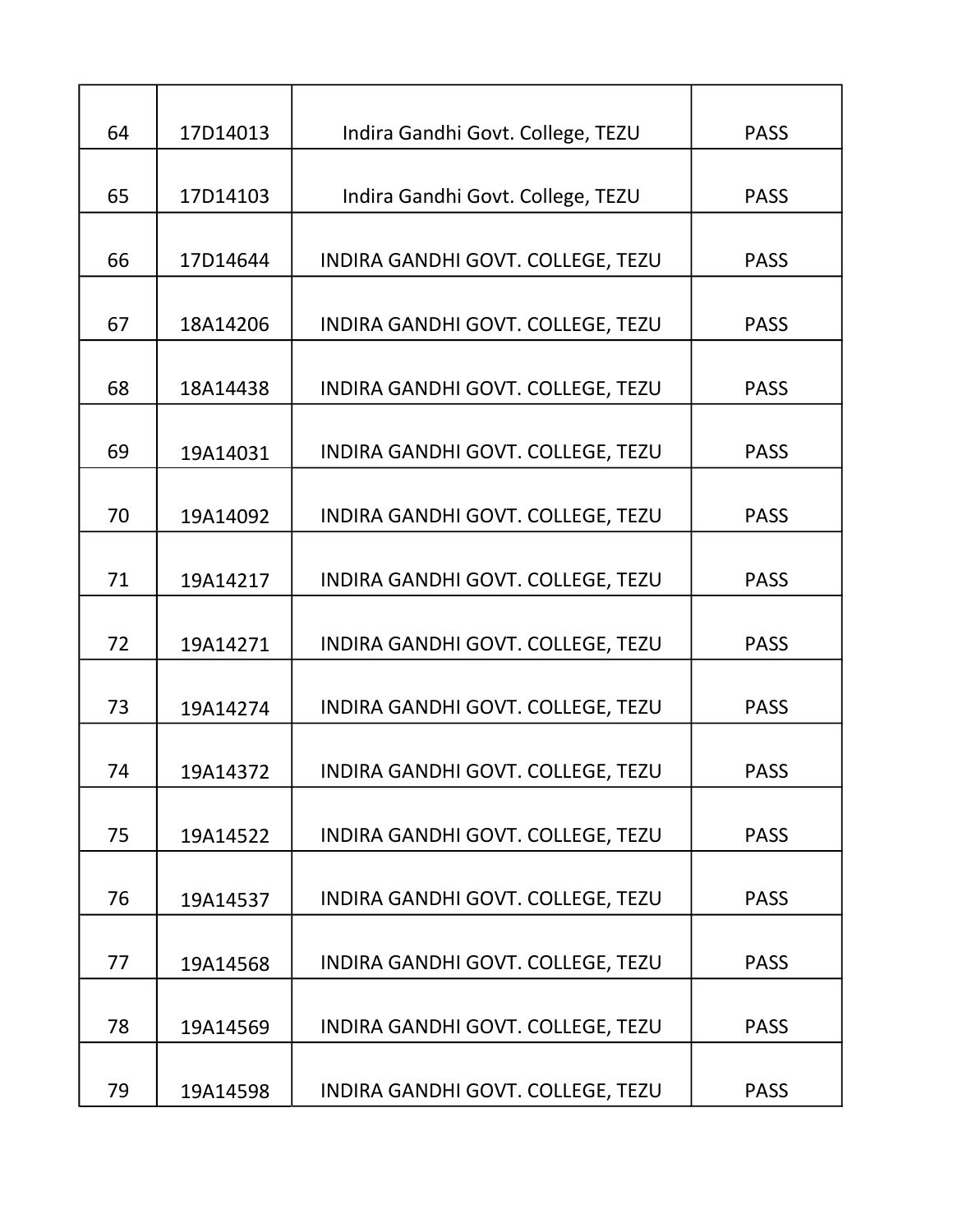| | | | |
|---|---|---|---|
| 64 | 17D14013 | Indira Gandhi Govt. College, TEZU | PASS |
| 65 | 17D14103 | Indira Gandhi Govt. College, TEZU | PASS |
| 66 | 17D14644 | INDIRA GANDHI GOVT. COLLEGE, TEZU | PASS |
| 67 | 18A14206 | INDIRA GANDHI GOVT. COLLEGE, TEZU | PASS |
| 68 | 18A14438 | INDIRA GANDHI GOVT. COLLEGE, TEZU | PASS |
| 69 | 19A14031 | INDIRA GANDHI GOVT. COLLEGE, TEZU | PASS |
| 70 | 19A14092 | INDIRA GANDHI GOVT. COLLEGE, TEZU | PASS |
| 71 | 19A14217 | INDIRA GANDHI GOVT. COLLEGE, TEZU | PASS |
| 72 | 19A14271 | INDIRA GANDHI GOVT. COLLEGE, TEZU | PASS |
| 73 | 19A14274 | INDIRA GANDHI GOVT. COLLEGE, TEZU | PASS |
| 74 | 19A14372 | INDIRA GANDHI GOVT. COLLEGE, TEZU | PASS |
| 75 | 19A14522 | INDIRA GANDHI GOVT. COLLEGE, TEZU | PASS |
| 76 | 19A14537 | INDIRA GANDHI GOVT. COLLEGE, TEZU | PASS |
| 77 | 19A14568 | INDIRA GANDHI GOVT. COLLEGE, TEZU | PASS |
| 78 | 19A14569 | INDIRA GANDHI GOVT. COLLEGE, TEZU | PASS |
| 79 | 19A14598 | INDIRA GANDHI GOVT. COLLEGE, TEZU | PASS |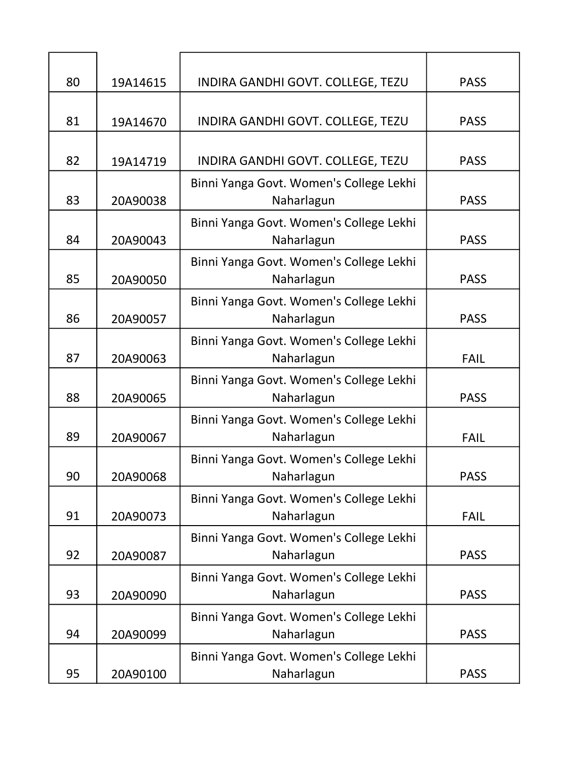| | | | |
|---|---|---|---|
| 80 | 19A14615 | INDIRA GANDHI GOVT. COLLEGE, TEZU | PASS |
| 81 | 19A14670 | INDIRA GANDHI GOVT. COLLEGE, TEZU | PASS |
| 82 | 19A14719 | INDIRA GANDHI GOVT. COLLEGE, TEZU | PASS |
| 83 | 20A90038 | Binni Yanga Govt. Women's College Lekhi Naharlagun | PASS |
| 84 | 20A90043 | Binni Yanga Govt. Women's College Lekhi Naharlagun | PASS |
| 85 | 20A90050 | Binni Yanga Govt. Women's College Lekhi Naharlagun | PASS |
| 86 | 20A90057 | Binni Yanga Govt. Women's College Lekhi Naharlagun | PASS |
| 87 | 20A90063 | Binni Yanga Govt. Women's College Lekhi Naharlagun | FAIL |
| 88 | 20A90065 | Binni Yanga Govt. Women's College Lekhi Naharlagun | PASS |
| 89 | 20A90067 | Binni Yanga Govt. Women's College Lekhi Naharlagun | FAIL |
| 90 | 20A90068 | Binni Yanga Govt. Women's College Lekhi Naharlagun | PASS |
| 91 | 20A90073 | Binni Yanga Govt. Women's College Lekhi Naharlagun | FAIL |
| 92 | 20A90087 | Binni Yanga Govt. Women's College Lekhi Naharlagun | PASS |
| 93 | 20A90090 | Binni Yanga Govt. Women's College Lekhi Naharlagun | PASS |
| 94 | 20A90099 | Binni Yanga Govt. Women's College Lekhi Naharlagun | PASS |
| 95 | 20A90100 | Binni Yanga Govt. Women's College Lekhi Naharlagun | PASS |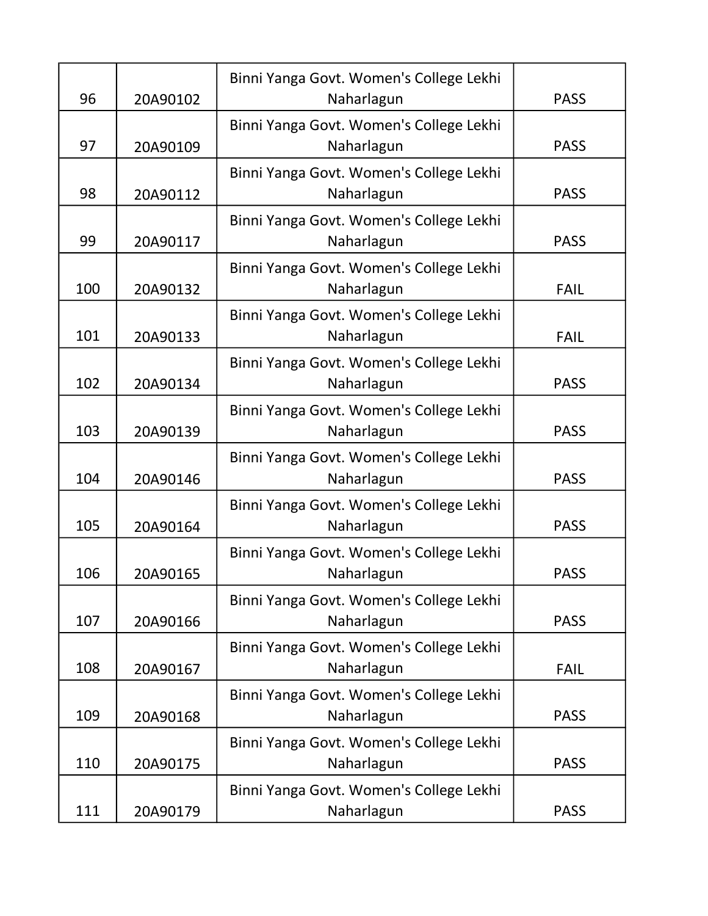| | | | |
|---|---|---|---|
| 96 | 20A90102 | Binni Yanga Govt. Women's College Lekhi Naharlagun | PASS |
| 97 | 20A90109 | Binni Yanga Govt. Women's College Lekhi Naharlagun | PASS |
| 98 | 20A90112 | Binni Yanga Govt. Women's College Lekhi Naharlagun | PASS |
| 99 | 20A90117 | Binni Yanga Govt. Women's College Lekhi Naharlagun | PASS |
| 100 | 20A90132 | Binni Yanga Govt. Women's College Lekhi Naharlagun | FAIL |
| 101 | 20A90133 | Binni Yanga Govt. Women's College Lekhi Naharlagun | FAIL |
| 102 | 20A90134 | Binni Yanga Govt. Women's College Lekhi Naharlagun | PASS |
| 103 | 20A90139 | Binni Yanga Govt. Women's College Lekhi Naharlagun | PASS |
| 104 | 20A90146 | Binni Yanga Govt. Women's College Lekhi Naharlagun | PASS |
| 105 | 20A90164 | Binni Yanga Govt. Women's College Lekhi Naharlagun | PASS |
| 106 | 20A90165 | Binni Yanga Govt. Women's College Lekhi Naharlagun | PASS |
| 107 | 20A90166 | Binni Yanga Govt. Women's College Lekhi Naharlagun | PASS |
| 108 | 20A90167 | Binni Yanga Govt. Women's College Lekhi Naharlagun | FAIL |
| 109 | 20A90168 | Binni Yanga Govt. Women's College Lekhi Naharlagun | PASS |
| 110 | 20A90175 | Binni Yanga Govt. Women's College Lekhi Naharlagun | PASS |
| 111 | 20A90179 | Binni Yanga Govt. Women's College Lekhi Naharlagun | PASS |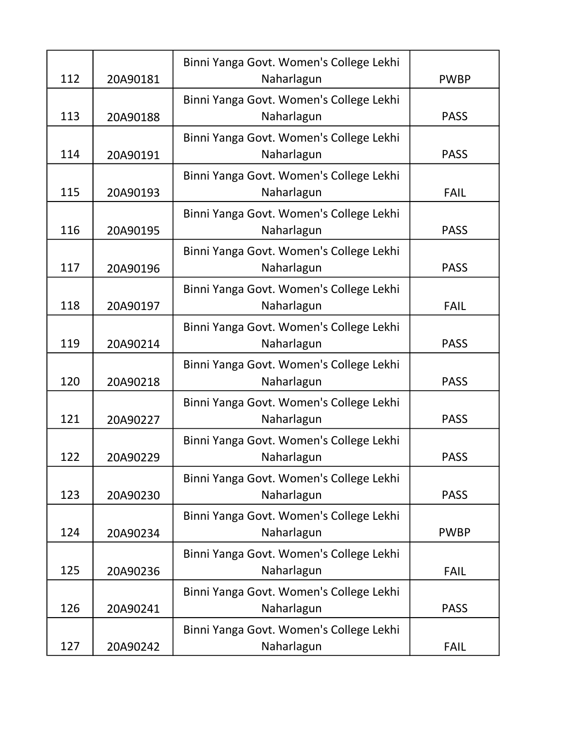| | | | |
|---|---|---|---|
| 112 | 20A90181 | Binni Yanga Govt. Women's College Lekhi Naharlagun | PWBP |
| 113 | 20A90188 | Binni Yanga Govt. Women's College Lekhi Naharlagun | PASS |
| 114 | 20A90191 | Binni Yanga Govt. Women's College Lekhi Naharlagun | PASS |
| 115 | 20A90193 | Binni Yanga Govt. Women's College Lekhi Naharlagun | FAIL |
| 116 | 20A90195 | Binni Yanga Govt. Women's College Lekhi Naharlagun | PASS |
| 117 | 20A90196 | Binni Yanga Govt. Women's College Lekhi Naharlagun | PASS |
| 118 | 20A90197 | Binni Yanga Govt. Women's College Lekhi Naharlagun | FAIL |
| 119 | 20A90214 | Binni Yanga Govt. Women's College Lekhi Naharlagun | PASS |
| 120 | 20A90218 | Binni Yanga Govt. Women's College Lekhi Naharlagun | PASS |
| 121 | 20A90227 | Binni Yanga Govt. Women's College Lekhi Naharlagun | PASS |
| 122 | 20A90229 | Binni Yanga Govt. Women's College Lekhi Naharlagun | PASS |
| 123 | 20A90230 | Binni Yanga Govt. Women's College Lekhi Naharlagun | PASS |
| 124 | 20A90234 | Binni Yanga Govt. Women's College Lekhi Naharlagun | PWBP |
| 125 | 20A90236 | Binni Yanga Govt. Women's College Lekhi Naharlagun | FAIL |
| 126 | 20A90241 | Binni Yanga Govt. Women's College Lekhi Naharlagun | PASS |
| 127 | 20A90242 | Binni Yanga Govt. Women's College Lekhi Naharlagun | FAIL |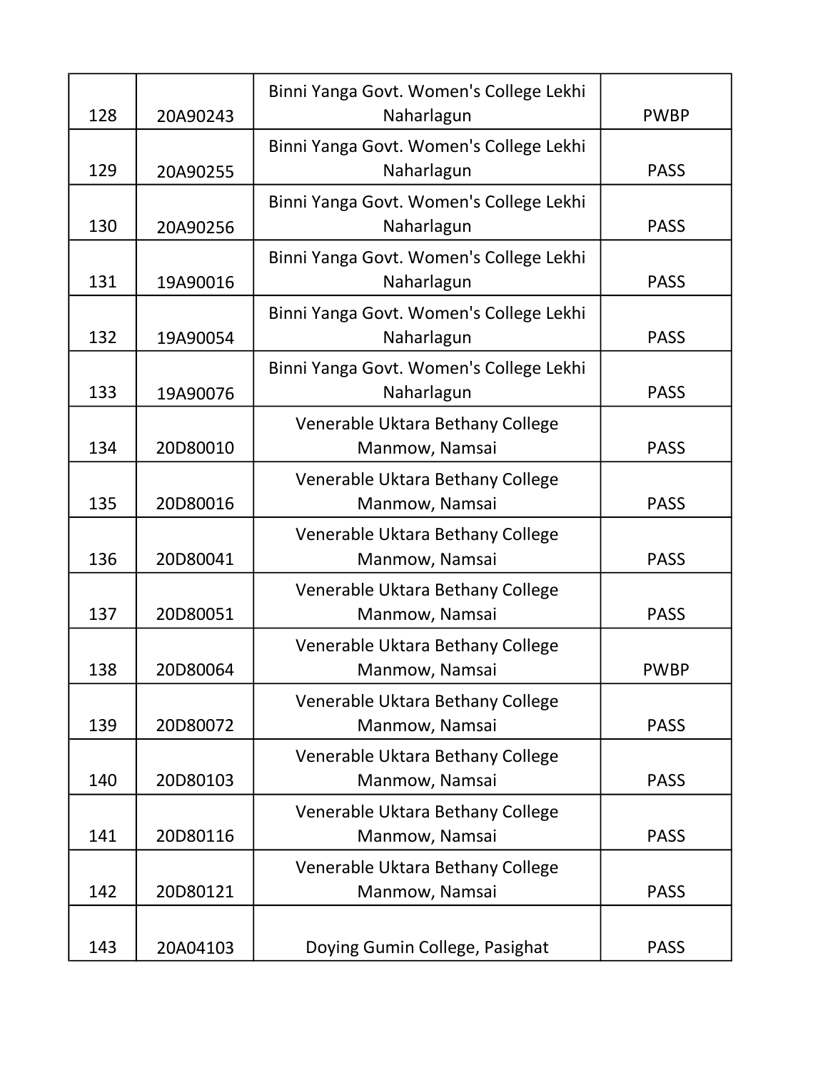| | | | |
|---|---|---|---|
| 128 | 20A90243 | Binni Yanga Govt. Women's College Lekhi Naharlagun | PWBP |
| 129 | 20A90255 | Binni Yanga Govt. Women's College Lekhi Naharlagun | PASS |
| 130 | 20A90256 | Binni Yanga Govt. Women's College Lekhi Naharlagun | PASS |
| 131 | 19A90016 | Binni Yanga Govt. Women's College Lekhi Naharlagun | PASS |
| 132 | 19A90054 | Binni Yanga Govt. Women's College Lekhi Naharlagun | PASS |
| 133 | 19A90076 | Binni Yanga Govt. Women's College Lekhi Naharlagun | PASS |
| 134 | 20D80010 | Venerable Uktara Bethany College Manmow, Namsai | PASS |
| 135 | 20D80016 | Venerable Uktara Bethany College Manmow, Namsai | PASS |
| 136 | 20D80041 | Venerable Uktara Bethany College Manmow, Namsai | PASS |
| 137 | 20D80051 | Venerable Uktara Bethany College Manmow, Namsai | PASS |
| 138 | 20D80064 | Venerable Uktara Bethany College Manmow, Namsai | PWBP |
| 139 | 20D80072 | Venerable Uktara Bethany College Manmow, Namsai | PASS |
| 140 | 20D80103 | Venerable Uktara Bethany College Manmow, Namsai | PASS |
| 141 | 20D80116 | Venerable Uktara Bethany College Manmow, Namsai | PASS |
| 142 | 20D80121 | Venerable Uktara Bethany College Manmow, Namsai | PASS |
| 143 | 20A04103 | Doying Gumin College, Pasighat | PASS |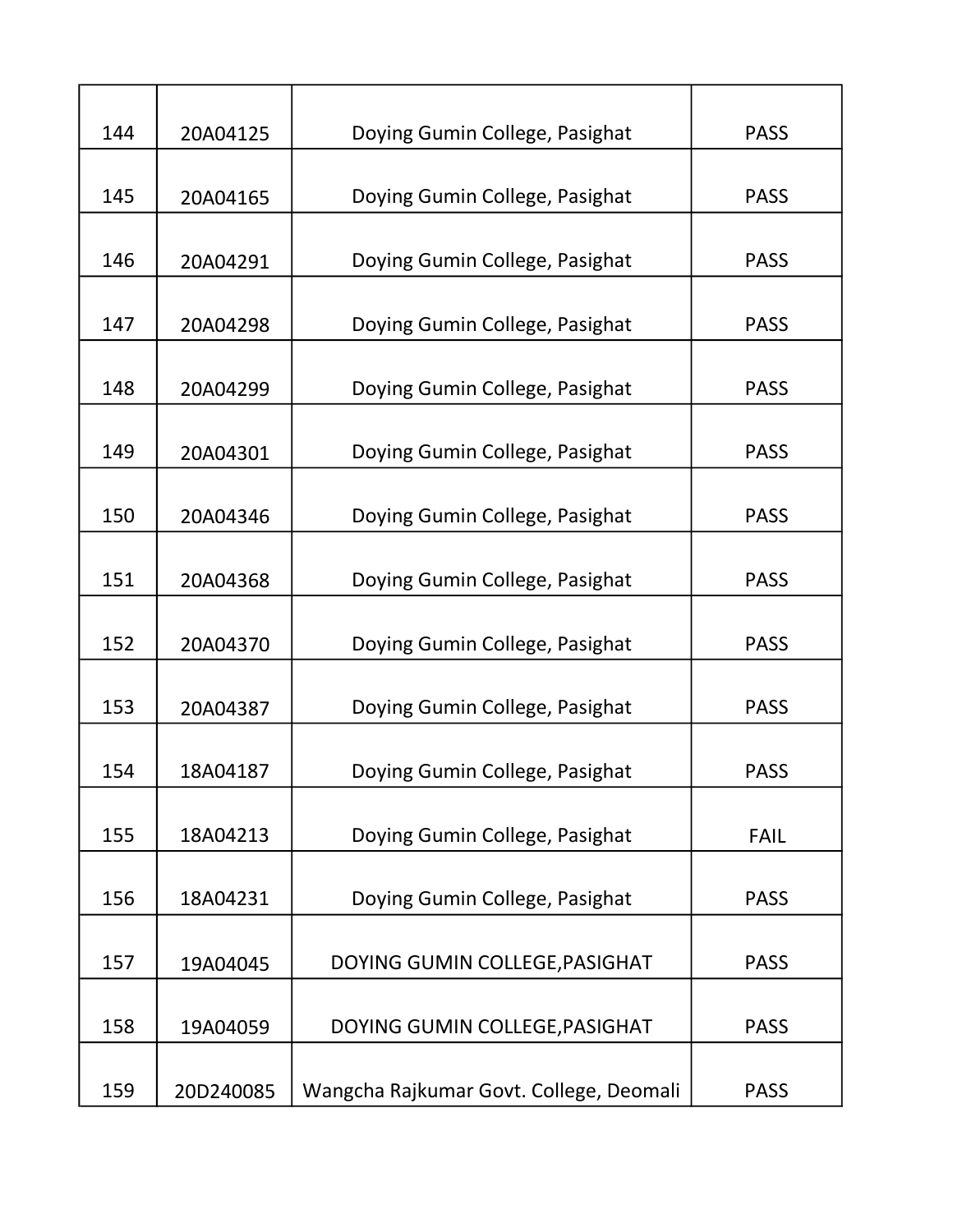| | | | |
|---|---|---|---|
| 144 | 20A04125 | Doying Gumin College, Pasighat | PASS |
| 145 | 20A04165 | Doying Gumin College, Pasighat | PASS |
| 146 | 20A04291 | Doying Gumin College, Pasighat | PASS |
| 147 | 20A04298 | Doying Gumin College, Pasighat | PASS |
| 148 | 20A04299 | Doying Gumin College, Pasighat | PASS |
| 149 | 20A04301 | Doying Gumin College, Pasighat | PASS |
| 150 | 20A04346 | Doying Gumin College, Pasighat | PASS |
| 151 | 20A04368 | Doying Gumin College, Pasighat | PASS |
| 152 | 20A04370 | Doying Gumin College, Pasighat | PASS |
| 153 | 20A04387 | Doying Gumin College, Pasighat | PASS |
| 154 | 18A04187 | Doying Gumin College, Pasighat | PASS |
| 155 | 18A04213 | Doying Gumin College, Pasighat | FAIL |
| 156 | 18A04231 | Doying Gumin College, Pasighat | PASS |
| 157 | 19A04045 | DOYING GUMIN COLLEGE,PASIGHAT | PASS |
| 158 | 19A04059 | DOYING GUMIN COLLEGE,PASIGHAT | PASS |
| 159 | 20D240085 | Wangcha Rajkumar Govt. College, Deomali | PASS |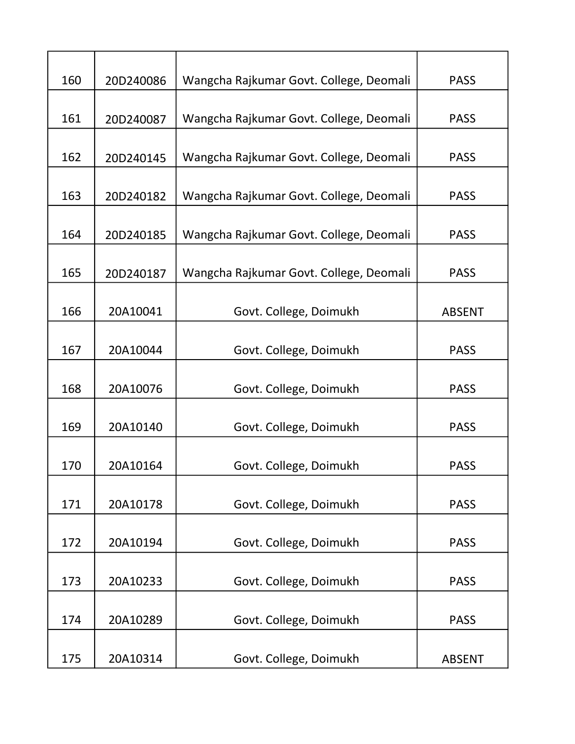| | | | |
|---|---|---|---|
| 160 | 20D240086 | Wangcha Rajkumar Govt. College, Deomali | PASS |
| 161 | 20D240087 | Wangcha Rajkumar Govt. College, Deomali | PASS |
| 162 | 20D240145 | Wangcha Rajkumar Govt. College, Deomali | PASS |
| 163 | 20D240182 | Wangcha Rajkumar Govt. College, Deomali | PASS |
| 164 | 20D240185 | Wangcha Rajkumar Govt. College, Deomali | PASS |
| 165 | 20D240187 | Wangcha Rajkumar Govt. College, Deomali | PASS |
| 166 | 20A10041 | Govt. College, Doimukh | ABSENT |
| 167 | 20A10044 | Govt. College, Doimukh | PASS |
| 168 | 20A10076 | Govt. College, Doimukh | PASS |
| 169 | 20A10140 | Govt. College, Doimukh | PASS |
| 170 | 20A10164 | Govt. College, Doimukh | PASS |
| 171 | 20A10178 | Govt. College, Doimukh | PASS |
| 172 | 20A10194 | Govt. College, Doimukh | PASS |
| 173 | 20A10233 | Govt. College, Doimukh | PASS |
| 174 | 20A10289 | Govt. College, Doimukh | PASS |
| 175 | 20A10314 | Govt. College, Doimukh | ABSENT |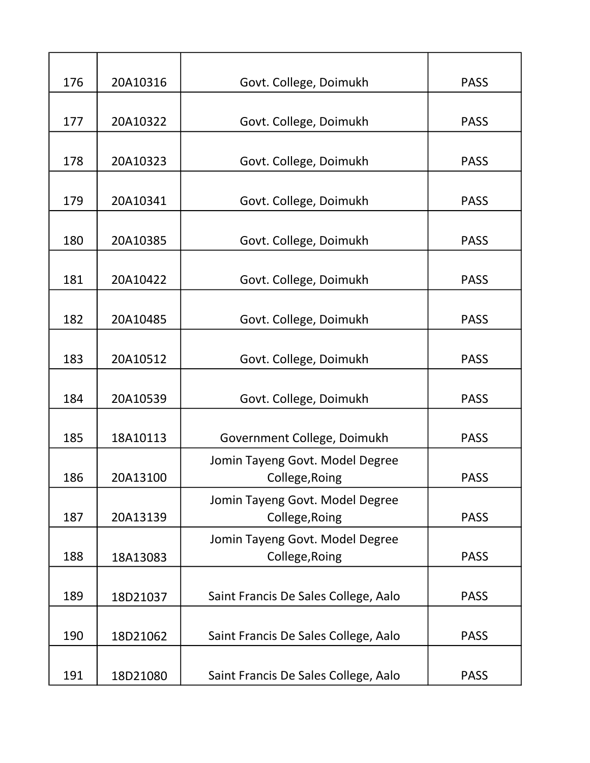| | | | |
|---|---|---|---|
| 176 | 20A10316 | Govt. College, Doimukh | PASS |
| 177 | 20A10322 | Govt. College, Doimukh | PASS |
| 178 | 20A10323 | Govt. College, Doimukh | PASS |
| 179 | 20A10341 | Govt. College, Doimukh | PASS |
| 180 | 20A10385 | Govt. College, Doimukh | PASS |
| 181 | 20A10422 | Govt. College, Doimukh | PASS |
| 182 | 20A10485 | Govt. College, Doimukh | PASS |
| 183 | 20A10512 | Govt. College, Doimukh | PASS |
| 184 | 20A10539 | Govt. College, Doimukh | PASS |
| 185 | 18A10113 | Government College, Doimukh | PASS |
| 186 | 20A13100 | Jomin Tayeng Govt. Model Degree College,Roing | PASS |
| 187 | 20A13139 | Jomin Tayeng Govt. Model Degree College,Roing | PASS |
| 188 | 18A13083 | Jomin Tayeng Govt. Model Degree College,Roing | PASS |
| 189 | 18D21037 | Saint Francis De Sales College, Aalo | PASS |
| 190 | 18D21062 | Saint Francis De Sales College, Aalo | PASS |
| 191 | 18D21080 | Saint Francis De Sales College, Aalo | PASS |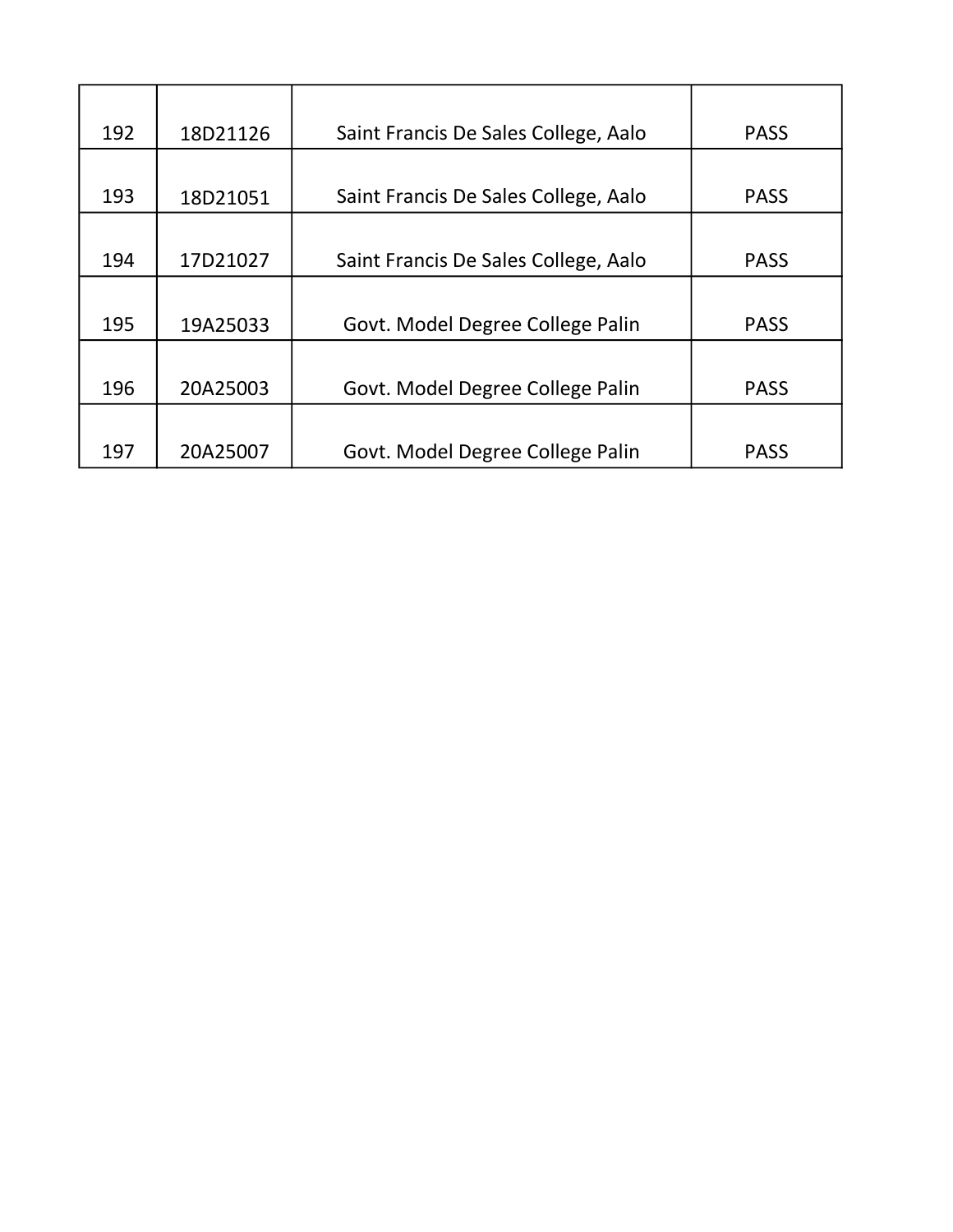| | | | |
|---|---|---|---|
| 192 | 18D21126 | Saint Francis De Sales College, Aalo | PASS |
| 193 | 18D21051 | Saint Francis De Sales College, Aalo | PASS |
| 194 | 17D21027 | Saint Francis De Sales College, Aalo | PASS |
| 195 | 19A25033 | Govt. Model Degree College Palin | PASS |
| 196 | 20A25003 | Govt. Model Degree College Palin | PASS |
| 197 | 20A25007 | Govt. Model Degree College Palin | PASS |